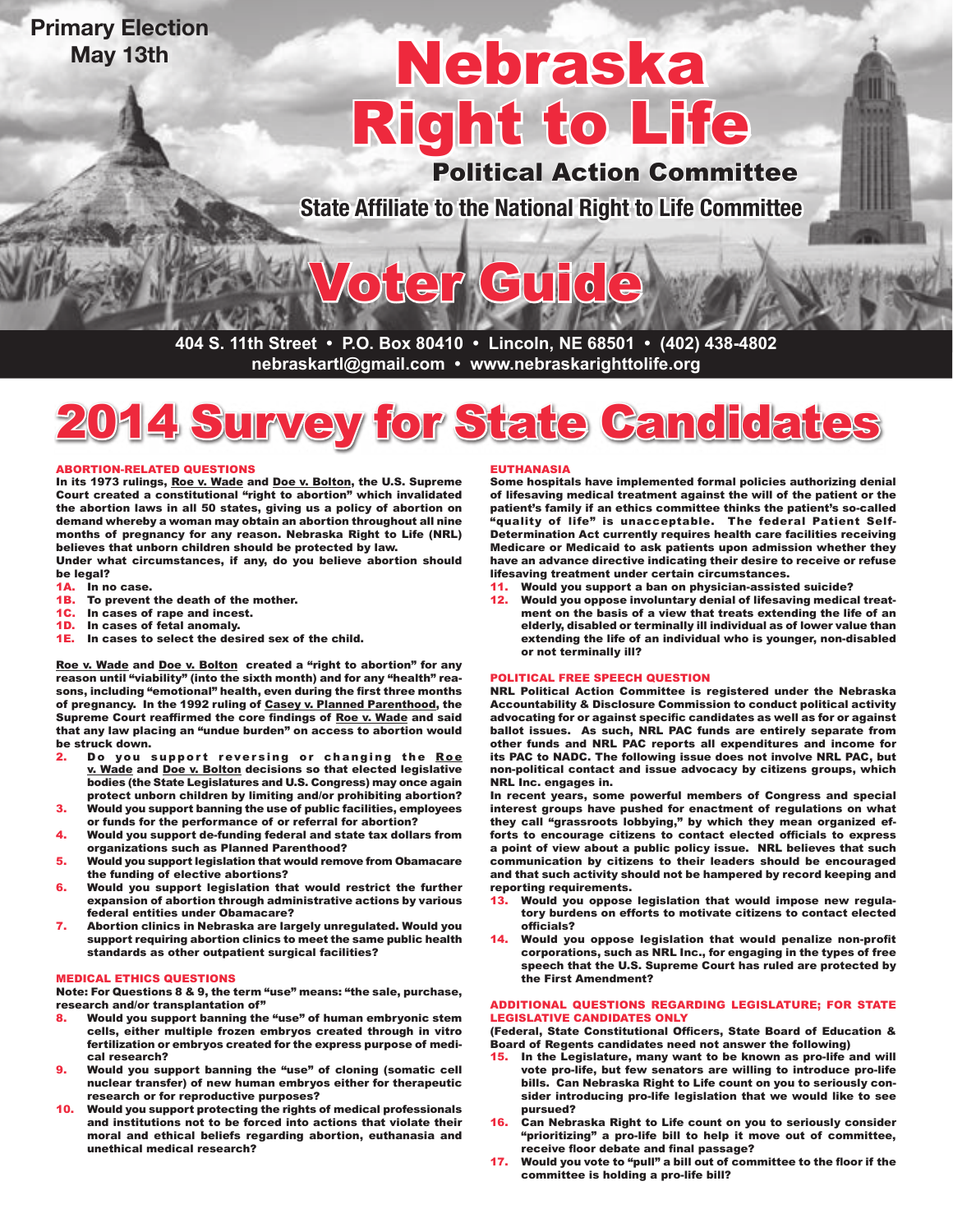Primary Election
May 13th

# Nebraska Right to Life

## Political Action Committee

**State Affiliate to the National Right to Life Committee**

# Voter Guide

**404 S. 11th Street • P.O. Box 80410 • Lincoln, NE 68501 • (402) 438-4802**
**nebraskartl@gmail.com • www.nebraskarighttolife.org**

# 2014 Survey for State Candidates

### ABORTION-RELATED QUESTIONS

**In its 1973 rulings, Roe v. Wade and Doe v. Bolton, the U.S. Supreme Court created a constitutional "right to abortion" which invalidated the abortion laws in all 50 states, giving us a policy of abortion on demand whereby a woman may obtain an abortion throughout all nine months of pregnancy for any reason. Nebraska Right to Life (NRL) believes that unborn children should be protected by law.**

**Under what circumstances, if any, do you believe abortion should be legal?**

- **1A.** In no case.
- **1B.** To prevent the death of the mother.
- **1C.** In cases of rape and incest.
- **1D.** In cases of fetal anomaly.
- **1E.** In cases to select the desired sex of the child.

**Roe v. Wade and Doe v. Bolton created a "right to abortion" for any reason until "viability" (into the sixth month) and for any "health" reasons, including "emotional" health, even during the first three months of pregnancy. In the 1992 ruling of Casey v. Planned Parenthood, the Supreme Court reaffirmed the core findings of Roe v. Wade and said that any law placing an "undue burden" on access to abortion would be struck down.**

- **2.** Do you support reversing or changing the Roe v. Wade and Doe v. Bolton decisions so that elected legislative bodies (the State Legislatures and U.S. Congress) may once again protect unborn children by limiting and/or prohibiting abortion?
- **3.** Would you support banning the use of public facilities, employees or funds for the performance of or referral for abortion?
- **4.** Would you support de-funding federal and state tax dollars from organizations such as Planned Parenthood?
- **5.** Would you support legislation that would remove from Obamacare the funding of elective abortions?
- **6.** Would you support legislation that would restrict the further expansion of abortion through administrative actions by various federal entities under Obamacare?
- **7.** Abortion clinics in Nebraska are largely unregulated. Would you support requiring abortion clinics to meet the same public health standards as other outpatient surgical facilities?

### MEDICAL ETHICS QUESTIONS

**Note: For Questions 8 & 9, the term "use" means: "the sale, purchase, research and/or transplantation of"**

- **8.** Would you support banning the "use" of human embryonic stem cells, either multiple frozen embryos created through in vitro fertilization or embryos created for the express purpose of medical research?
- **9.** Would you support banning the "use" of cloning (somatic cell nuclear transfer) of new human embryos either for therapeutic research or for reproductive purposes?
- **10.** Would you support protecting the rights of medical professionals and institutions not to be forced into actions that violate their moral and ethical beliefs regarding abortion, euthanasia and unethical medical research?

### EUTHANASIA

**Some hospitals have implemented formal policies authorizing denial of lifesaving medical treatment against the will of the patient or the patient's family if an ethics committee thinks the patient's so-called "quality of life" is unacceptable. The federal Patient Self-Determination Act currently requires health care facilities receiving Medicare or Medicaid to ask patients upon admission whether they have an advance directive indicating their desire to receive or refuse lifesaving treatment under certain circumstances.**

- **11.** Would you support a ban on physician-assisted suicide?
- **12.** Would you oppose involuntary denial of lifesaving medical treatment on the basis of a view that treats extending the life of an elderly, disabled or terminally ill individual as of lower value than extending the life of an individual who is younger, non-disabled or not terminally ill?

### POLITICAL FREE SPEECH QUESTION

**NRL Political Action Committee is registered under the Nebraska Accountability & Disclosure Commission to conduct political activity advocating for or against specific candidates as well as for or against ballot issues. As such, NRL PAC funds are entirely separate from other funds and NRL PAC reports all expenditures and income for its PAC to NADC. The following issue does not involve NRL PAC, but non-political contact and issue advocacy by citizens groups, which NRL Inc. engages in.**

**In recent years, some powerful members of Congress and special interest groups have pushed for enactment of regulations on what they call "grassroots lobbying," by which they mean organized efforts to encourage citizens to contact elected officials to express a point of view about a public policy issue. NRL believes that such communication by citizens to their leaders should be encouraged and that such activity should not be hampered by record keeping and reporting requirements.**

- **13.** Would you oppose legislation that would impose new regulatory burdens on efforts to motivate citizens to contact elected officials?
- **14.** Would you oppose legislation that would penalize non-profit corporations, such as NRL Inc., for engaging in the types of free speech that the U.S. Supreme Court has ruled are protected by the First Amendment?

### ADDITIONAL QUESTIONS REGARDING LEGISLATURE; FOR STATE LEGISLATIVE CANDIDATES ONLY

**(Federal, State Constitutional Officers, State Board of Education & Board of Regents candidates need not answer the following)**

- **15.** In the Legislature, many want to be known as pro-life and will vote pro-life, but few senators are willing to introduce pro-life bills. Can Nebraska Right to Life count on you to seriously consider introducing pro-life legislation that we would like to see pursued?
- **16.** Can Nebraska Right to Life count on you to seriously consider "prioritizing" a pro-life bill to help it move out of committee, receive floor debate and final passage?
- **17.** Would you vote to "pull" a bill out of committee to the floor if the committee is holding a pro-life bill?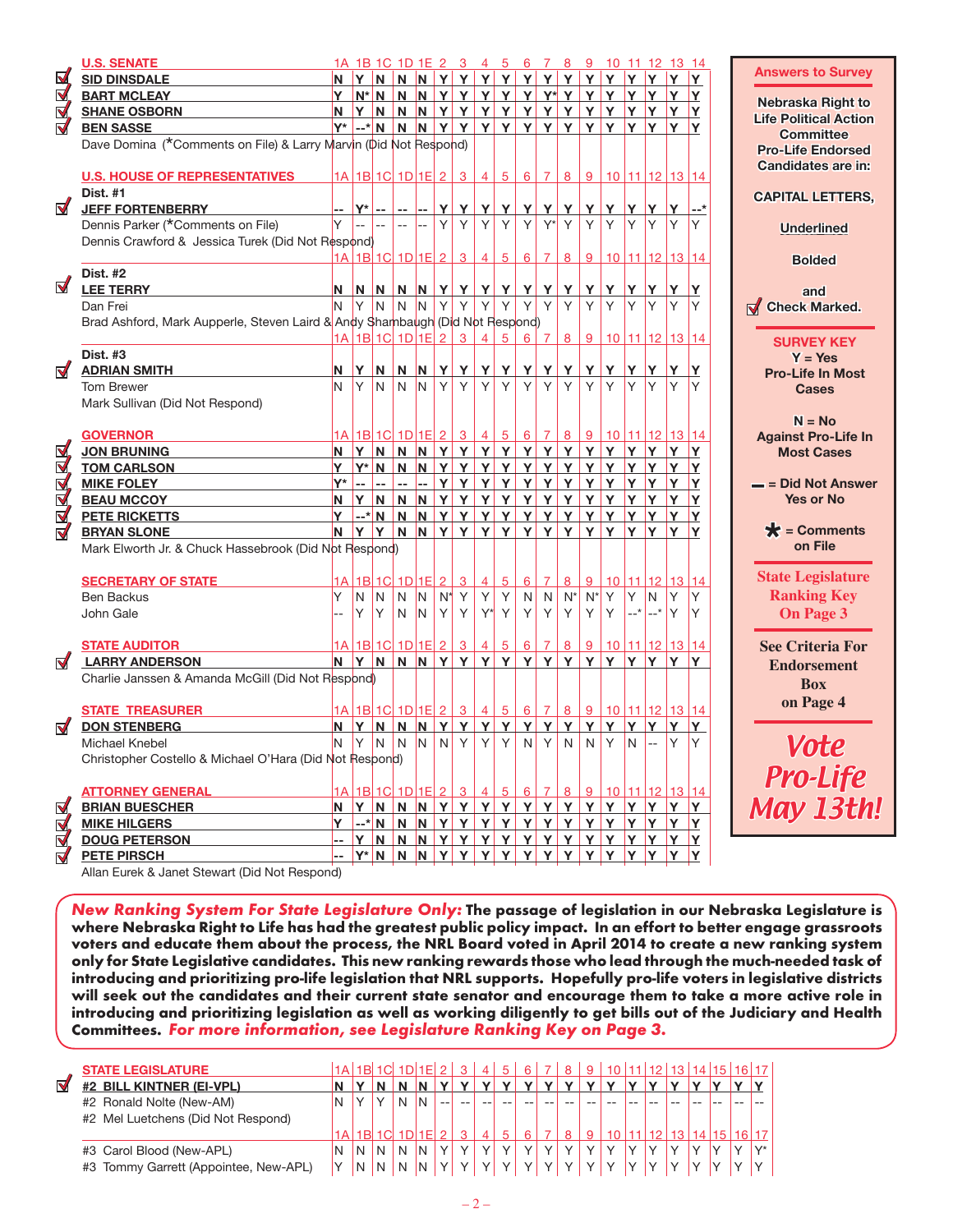| U.S. SENATE | 1A | 1B | 1C | 1D | 1E | 2 | 3 | 4 | 5 | 6 | 7 | 8 | 9 | 10 | 11 | 12 | 13 | 14 |
|---|---|---|---|---|---|---|---|---|---|---|---|---|---|---|---|---|---|---|
| ✓ **SID DINSDALE** | N | Y | N | N | N | Y | Y | Y | Y | Y | Y | Y | Y | Y | Y | Y | Y | Y |
| ✓ **BART MCLEAY** | Y | N* | N | N | N | Y | Y | Y | Y | Y | Y* | Y | Y | Y | Y | Y | Y | Y |
| ✓ **SHANE OSBORN** | N | Y | N | N | N | Y | Y | Y | Y | Y | Y | Y | Y | Y | Y | Y | Y | Y |
| ✓ **BEN SASSE** | Y* | --* | N | N | N | Y | Y | Y | Y | Y | Y | Y | Y | Y | Y | Y | Y | Y |
| Dave Domina (*Comments on File) & Larry Marvin (Did Not Respond) | | | | | | | | | | | | | | | | | | |

| U.S. HOUSE OF REPRESENTATIVES | 1A | 1B | 1C | 1D | 1E | 2 | 3 | 4 | 5 | 6 | 7 | 8 | 9 | 10 | 11 | 12 | 13 | 14 |
|---|---|---|---|---|---|---|---|---|---|---|---|---|---|---|---|---|---|---|
| **Dist. #1** | | | | | | | | | | | | | | | | | | |
| ✓ **JEFF FORTENBERRY** | -- | Y* | -- | -- | -- | Y | Y | Y | Y | Y | Y | Y | Y | Y | Y | Y | Y | --* |
| Dennis Parker (*Comments on File) | Y | -- | -- | -- | -- | Y | Y | Y | Y | Y | Y* | Y | Y | Y | Y | Y | Y | Y |
| Dennis Crawford & Jessica Turek (Did Not Respond) | | | | | | | | | | | | | | | | | | |
| **Dist. #2** | | | | | | | | | | | | | | | | | | |
| ✓ **LEE TERRY** | N | N | N | N | N | Y | Y | Y | Y | Y | Y | Y | Y | Y | Y | Y | Y | Y |
| Dan Frei | N | Y | N | N | N | Y | Y | Y | Y | Y | Y | Y | Y | Y | Y | Y | Y | Y |
| Brad Ashford, Mark Aupperle, Steven Laird & Andy Shambaugh (Did Not Respond) | | | | | | | | | | | | | | | | | | |
| **Dist. #3** | | | | | | | | | | | | | | | | | | |
| ✓ **ADRIAN SMITH** | N | Y | N | N | N | Y | Y | Y | Y | Y | Y | Y | Y | Y | Y | Y | Y | Y |
| Tom Brewer | N | Y | N | N | N | Y | Y | Y | Y | Y | Y | Y | Y | Y | Y | Y | Y | Y |
| Mark Sullivan (Did Not Respond) | | | | | | | | | | | | | | | | | | |

| GOVERNOR | 1A | 1B | 1C | 1D | 1E | 2 | 3 | 4 | 5 | 6 | 7 | 8 | 9 | 10 | 11 | 12 | 13 | 14 |
|---|---|---|---|---|---|---|---|---|---|---|---|---|---|---|---|---|---|---|
| ✓ **JON BRUNING** | N | Y | N | N | N | Y | Y | Y | Y | Y | Y | Y | Y | Y | Y | Y | Y | Y |
| ✓ **TOM CARLSON** | Y | Y* | N | N | N | Y | Y | Y | Y | Y | Y | Y | Y | Y | Y | Y | Y | Y |
| ✓ **MIKE FOLEY** | Y* | -- | -- | -- | -- | Y | Y | Y | Y | Y | Y | Y | Y | Y | Y | Y | Y | Y |
| ✓ **BEAU MCCOY** | N | Y | N | N | N | Y | Y | Y | Y | Y | Y | Y | Y | Y | Y | Y | Y | Y |
| ✓ **PETE RICKETTS** | Y | --* | N | N | N | Y | Y | Y | Y | Y | Y | Y | Y | Y | Y | Y | Y | Y |
| ✓ **BRYAN SLONE** | N | Y | Y | N | N | Y | Y | Y | Y | Y | Y | Y | Y | Y | Y | Y | Y | Y |
| Mark Elworth Jr. & Chuck Hassebrook (Did Not Respond) | | | | | | | | | | | | | | | | | | |

| SECRETARY OF STATE | 1A | 1B | 1C | 1D | 1E | 2 | 3 | 4 | 5 | 6 | 7 | 8 | 9 | 10 | 11 | 12 | 13 | 14 |
|---|---|---|---|---|---|---|---|---|---|---|---|---|---|---|---|---|---|---|
| Ben Backus | Y | N | N | N | N | N* | Y | Y | Y | N | N | N* | N* | Y | Y | N | Y | Y |
| John Gale | -- | Y | Y | N | N | Y | Y | Y* | Y | Y | Y | Y | Y | Y | --* | --* | Y | Y |

| STATE AUDITOR | 1A | 1B | 1C | 1D | 1E | 2 | 3 | 4 | 5 | 6 | 7 | 8 | 9 | 10 | 11 | 12 | 13 | 14 |
|---|---|---|---|---|---|---|---|---|---|---|---|---|---|---|---|---|---|---|
| ✓ **LARRY ANDERSON** | N | Y | N | N | N | Y | Y | Y | Y | Y | Y | Y | Y | Y | Y | Y | Y | Y |
| Charlie Janssen & Amanda McGill (Did Not Respond) | | | | | | | | | | | | | | | | | | |

| STATE TREASURER | 1A | 1B | 1C | 1D | 1E | 2 | 3 | 4 | 5 | 6 | 7 | 8 | 9 | 10 | 11 | 12 | 13 | 14 |
|---|---|---|---|---|---|---|---|---|---|---|---|---|---|---|---|---|---|---|
| ✓ **DON STENBERG** | N | Y | N | N | N | Y | Y | Y | Y | Y | Y | Y | Y | Y | Y | Y | Y | Y |
| Michael Knebel | N | Y | N | N | N | N | Y | Y | Y | N | Y | N | N | Y | N | -- | Y | Y |
| Christopher Costello & Michael O'Hara (Did Not Respond) | | | | | | | | | | | | | | | | | | |

| ATTORNEY GENERAL | 1A | 1B | 1C | 1D | 1E | 2 | 3 | 4 | 5 | 6 | 7 | 8 | 9 | 10 | 11 | 12 | 13 | 14 |
|---|---|---|---|---|---|---|---|---|---|---|---|---|---|---|---|---|---|---|
| ✓ **BRIAN BUESCHER** | N | Y | N | N | N | Y | Y | Y | Y | Y | Y | Y | Y | Y | Y | Y | Y | Y |
| ✓ **MIKE HILGERS** | Y | --* | N | N | N | Y | Y | Y | Y | Y | Y | Y | Y | Y | Y | Y | Y | Y |
| ✓ **DOUG PETERSON** | -- | Y | N | N | N | Y | Y | Y | Y | Y | Y | Y | Y | Y | Y | Y | Y | Y |
| ✓ **PETE PIRSCH** | -- | Y* | N | N | N | Y | Y | Y | Y | Y | Y | Y | Y | Y | Y | Y | Y | Y |
| Allan Eurek & Janet Stewart (Did Not Respond) | | | | | | | | | | | | | | | | | | |

**Answers to Survey**

**Nebraska Right to Life Political Action Committee Pro-Life Endorsed Candidates are in:**

**CAPITAL LETTERS,**

**Underlined**

**Bolded**

**and ✓ Check Marked.**

**SURVEY KEY**

**Y = Yes** Pro-Life In Most Cases

**N = No** Against Pro-Life In Most Cases

**— = Did Not Answer Yes or No**

**\* = Comments on File**

**State Legislature Ranking Key On Page 3**

**See Criteria For Endorsement Box on Page 4**

***Vote Pro-Life May 13th!***

***New Ranking System For State Legislature Only:*** **The passage of legislation in our Nebraska Legislature is where Nebraska Right to Life has had the greatest public policy impact. In an effort to better engage grassroots voters and educate them about the process, the NRL Board voted in April 2014 to create a new ranking system only for State Legislative candidates. This new ranking rewards those who lead through the much-needed task of introducing and prioritizing pro-life legislation that NRL supports. Hopefully pro-life voters in legislative districts will seek out the candidates and their current state senator and encourage them to take a more active role in introducing and prioritizing legislation as well as working diligently to get bills out of the Judiciary and Health Committees.** ***For more information, see Legislature Ranking Key on Page 3.***

| STATE LEGISLATURE | 1A | 1B | 1C | 1D | 1E | 2 | 3 | 4 | 5 | 6 | 7 | 8 | 9 | 10 | 11 | 12 | 13 | 14 | 15 | 16 | 17 |
|---|---|---|---|---|---|---|---|---|---|---|---|---|---|---|---|---|---|---|---|---|---|
| ✓ **#2 BILL KINTNER (EI-VPL)** | N | Y | N | N | N | Y | Y | Y | Y | Y | Y | Y | Y | Y | Y | Y | Y | Y | Y | Y | Y |
| #2 Ronald Nolte (New-AM) | N | Y | Y | N | N | -- | -- | -- | -- | -- | -- | -- | -- | -- | -- | -- | -- | -- | -- | -- | -- |
| #2 Mel Luetchens (Did Not Respond) | | | | | | | | | | | | | | | | | | | | | |
| #3 Carol Blood (New-APL) | N | N | N | N | N | Y | Y | Y | Y | Y | Y | Y | Y | Y | Y | Y | Y | Y | Y | Y | Y* |
| #3 Tommy Garrett (Appointee, New-APL) | Y | N | N | N | N | Y | Y | Y | Y | Y | Y | Y | Y | Y | Y | Y | Y | Y | Y | Y | Y |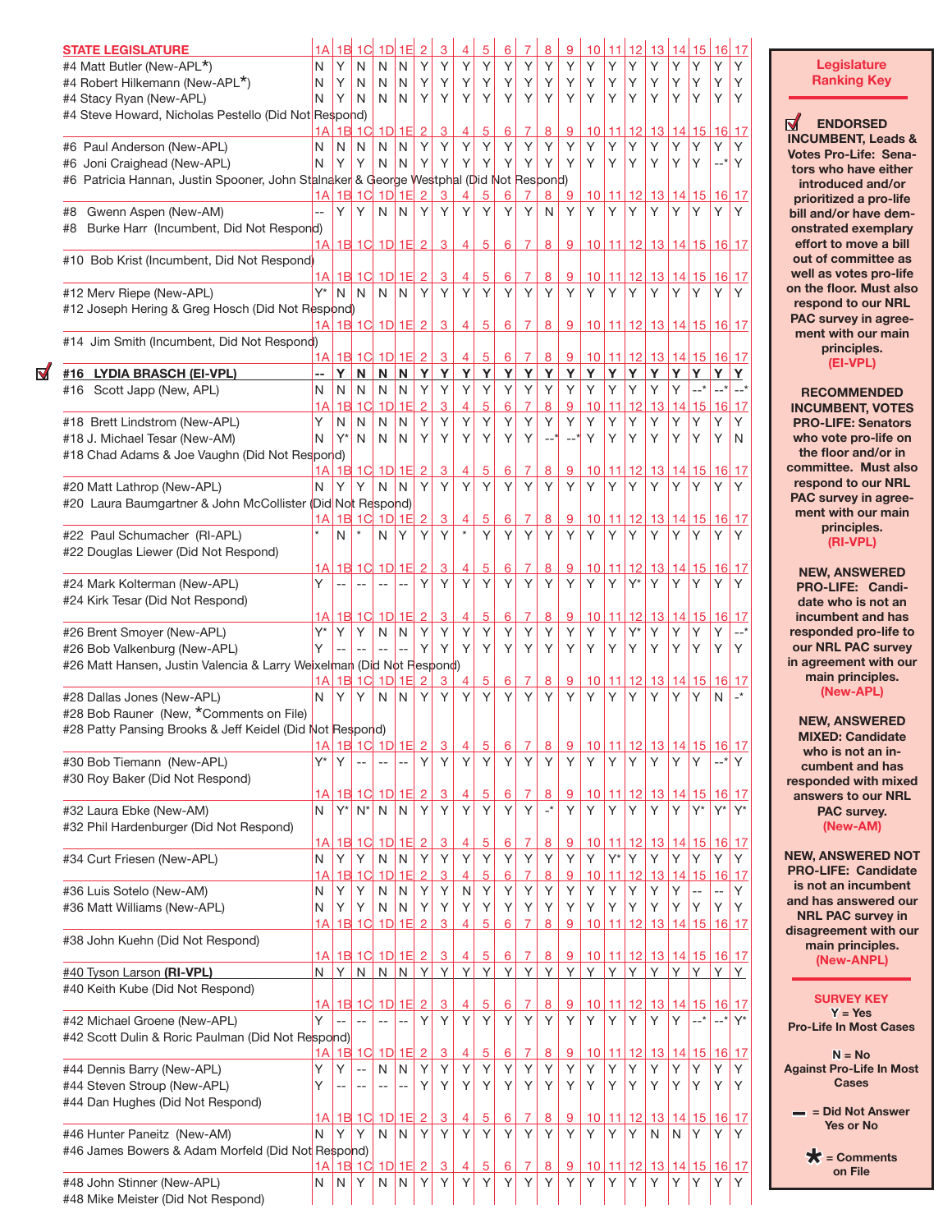## STATE LEGISLATURE

| Candidate | 1A | 1B | 1C | 1D | 1E | 2 | 3 | 4 | 5 | 6 | 7 | 8 | 9 | 10 | 11 | 12 | 13 | 14 | 15 | 16 | 17 |
|---|---|---|---|---|---|---|---|---|---|---|---|---|---|---|---|---|---|---|---|---|---|
| #4 Matt Butler (New-APL*) | N | Y | N | N | N | Y | Y | Y | Y | Y | Y | Y | Y | Y | Y | Y | Y | Y | Y | Y | Y |
| #4 Robert Hilkemann (New-APL*) | N | Y | N | N | N | Y | Y | Y | Y | Y | Y | Y | Y | Y | Y | Y | Y | Y | Y | Y | Y |
| #4 Stacy Ryan (New-APL) | N | Y | N | N | N | Y | Y | Y | Y | Y | Y | Y | Y | Y | Y | Y | Y | Y | Y | Y | Y |
| #4 Steve Howard, Nicholas Pestello (Did Not Respond) | | | | | | | | | | | | | | | | | | | | | |
| #6 Paul Anderson (New-APL) | N | N | N | N | N | Y | Y | Y | Y | Y | Y | Y | Y | Y | Y | Y | Y | Y | Y | Y | Y |
| #6 Joni Craighead (New-APL) | N | Y | Y | N | N | Y | Y | Y | Y | Y | Y | Y | Y | Y | Y | Y | Y | Y | Y | --* | Y |
| #6 Patricia Hannan, Justin Spooner, John Stalnaker & George Westphal (Did Not Respond) | | | | | | | | | | | | | | | | | | | | | |
| #8 Gwenn Aspen (New-AM) | -- | Y | Y | N | N | Y | Y | Y | Y | Y | Y | N | Y | Y | Y | Y | Y | Y | Y | Y | Y |
| #8 Burke Harr (Incumbent, Did Not Respond) | | | | | | | | | | | | | | | | | | | | | |
| #10 Bob Krist (Incumbent, Did Not Respond) | | | | | | | | | | | | | | | | | | | | | |
| #12 Merv Riepe (New-APL) | Y* | N | N | N | N | Y | Y | Y | Y | Y | Y | Y | Y | Y | Y | Y | Y | Y | Y | Y | Y |
| #12 Joseph Hering & Greg Hosch (Did Not Respond) | | | | | | | | | | | | | | | | | | | | | |
| #14 Jim Smith (Incumbent, Did Not Respond) | | | | | | | | | | | | | | | | | | | | | |
| ☑ **#16 LYDIA BRASCH (EI-VPL)** | **--** | **Y** | **N** | **N** | **N** | **Y** | **Y** | **Y** | **Y** | **Y** | **Y** | **Y** | **Y** | **Y** | **Y** | **Y** | **Y** | **Y** | **Y** | **Y** | **Y** |
| #16 Scott Japp (New, APL) | N | N | N | N | N | Y | Y | Y | Y | Y | Y | Y | Y | Y | Y | Y | Y | Y | --* | --* | --* |
| #18 Brett Lindstrom (New-APL) | Y | N | N | N | N | Y | Y | Y | Y | Y | Y | Y | Y | Y | Y | Y | Y | Y | Y | Y | Y |
| #18 J. Michael Tesar (New-AM) | N | Y* | N | N | N | Y | Y | Y | Y | Y | Y | --* | --* | Y | Y | Y | Y | Y | Y | Y | N |
| #18 Chad Adams & Joe Vaughn (Did Not Respond) | | | | | | | | | | | | | | | | | | | | | |
| #20 Matt Lathrop (New-APL) | N | Y | Y | N | N | Y | Y | Y | Y | Y | Y | Y | Y | Y | Y | Y | Y | Y | Y | Y | Y |
| #20 Laura Baumgartner & John McCollister (Did Not Respond) | | | | | | | | | | | | | | | | | | | | | |
| #22 Paul Schumacher (RI-APL) | * | N | * | N | Y | Y | Y | * | Y | Y | Y | Y | Y | Y | Y | Y | Y | Y | Y | Y | Y |
| #22 Douglas Liewer (Did Not Respond) | | | | | | | | | | | | | | | | | | | | | |
| #24 Mark Kolterman (New-APL) | Y | -- | -- | -- | -- | Y | Y | Y | Y | Y | Y | Y | Y | Y | Y | Y* | Y | Y | Y | Y | Y |
| #24 Kirk Tesar (Did Not Respond) | | | | | | | | | | | | | | | | | | | | | |
| #26 Brent Smoyer (New-APL) | Y* | Y | Y | N | N | Y | Y | Y | Y | Y | Y | Y | Y | Y | Y | Y* | Y | Y | Y | Y | --* |
| #26 Bob Valkenburg (New-APL) | Y | -- | -- | -- | -- | Y | Y | Y | Y | Y | Y | Y | Y | Y | Y | Y | Y | Y | Y | Y | Y |
| #26 Matt Hansen, Justin Valencia & Larry Weixelman (Did Not Respond) | | | | | | | | | | | | | | | | | | | | | |
| #28 Dallas Jones (New-APL) | N | Y | Y | N | N | Y | Y | Y | Y | Y | Y | Y | Y | Y | Y | Y | Y | Y | Y | N | -* |
| #28 Bob Rauner (New, *Comments on File) | | | | | | | | | | | | | | | | | | | | | |
| #28 Patty Pansing Brooks & Jeff Keidel (Did Not Respond) | | | | | | | | | | | | | | | | | | | | | |
| #30 Bob Tiemann (New-APL) | Y* | Y | -- | -- | -- | Y | Y | Y | Y | Y | Y | Y | Y | Y | Y | Y | Y | Y | Y | --* | Y |
| #30 Roy Baker (Did Not Respond) | | | | | | | | | | | | | | | | | | | | | |
| #32 Laura Ebke (New-AM) | N | Y* | N* | N | N | Y | Y | Y | Y | Y | Y | -* | Y | Y | Y | Y | Y | Y | Y* | Y* | Y* |
| #32 Phil Hardenburger (Did Not Respond) | | | | | | | | | | | | | | | | | | | | | |
| #34 Curt Friesen (New-APL) | N | Y | Y | N | N | Y | Y | Y | Y | Y | Y | Y | Y | Y | Y* | Y | Y | Y | Y | Y | Y |
| #36 Luis Sotelo (New-AM) | N | Y | Y | N | N | Y | Y | N | Y | Y | Y | Y | Y | Y | Y | Y | Y | Y | -- | -- | Y |
| #36 Matt Williams (New-APL) | N | Y | Y | N | N | Y | Y | Y | Y | Y | Y | Y | Y | Y | Y | Y | Y | Y | Y | Y | Y |
| #38 John Kuehn (Did Not Respond) | | | | | | | | | | | | | | | | | | | | | |
| #40 Tyson Larson **(RI-VPL)** | N | Y | N | N | N | Y | Y | Y | Y | Y | Y | Y | Y | Y | Y | Y | Y | Y | Y | Y | Y |
| #40 Keith Kube (Did Not Respond) | | | | | | | | | | | | | | | | | | | | | |
| #42 Michael Groene (New-APL) | Y | -- | -- | -- | -- | Y | Y | Y | Y | Y | Y | Y | Y | Y | Y | Y | Y | Y | --* | --* | Y* |
| #42 Scott Dulin & Roric Paulman (Did Not Respond) | | | | | | | | | | | | | | | | | | | | | |
| #44 Dennis Barry (New-APL) | Y | Y | -- | N | N | Y | Y | Y | Y | Y | Y | Y | Y | Y | Y | Y | Y | Y | Y | Y | Y |
| #44 Steven Stroup (New-APL) | Y | -- | -- | -- | -- | Y | Y | Y | Y | Y | Y | Y | Y | Y | Y | Y | Y | Y | Y | Y | Y |
| #44 Dan Hughes (Did Not Respond) | | | | | | | | | | | | | | | | | | | | | |
| #46 Hunter Paneitz (New-AM) | N | Y | Y | N | N | Y | Y | Y | Y | Y | Y | Y | Y | Y | Y | Y | N | N | Y | Y | Y |
| #46 James Bowers & Adam Morfeld (Did Not Respond) | | | | | | | | | | | | | | | | | | | | | |
| #48 John Stinner (New-APL) | N | N | Y | N | N | Y | Y | Y | Y | Y | Y | Y | Y | Y | Y | Y | Y | Y | Y | Y | Y |
| #48 Mike Meister (Did Not Respond) | | | | | | | | | | | | | | | | | | | | | |

### Legislature Ranking Key

☑ **ENDORSED INCUMBENT, Leads & Votes Pro-Life:** Senators who have either introduced and/or prioritized a pro-life bill and/or have demonstrated exemplary effort to move a bill out of committee as well as votes pro-life on the floor. Must also respond to our NRL PAC survey in agreement with our main principles. **(EI-VPL)**

**RECOMMENDED INCUMBENT, VOTES PRO-LIFE:** Senators who vote pro-life on the floor and/or in committee. Must also respond to our NRL PAC survey in agreement with our main principles. **(RI-VPL)**

**NEW, ANSWERED PRO-LIFE:** Candidate who is not an incumbent and has responded pro-life to our NRL PAC survey in agreement with our main principles. **(New-APL)**

**NEW, ANSWERED MIXED:** Candidate who is not an incumbent and has responded with mixed answers to our NRL PAC survey. **(New-AM)**

**NEW, ANSWERED NOT PRO-LIFE:** Candidate is not an incumbent and has answered our NRL PAC survey in disagreement with our main principles. **(New-ANPL)**

### SURVEY KEY

**Y** = Yes Pro-Life In Most Cases

**N** = No Against Pro-Life In Most Cases

**—** = Did Not Answer Yes or No

**\*** = Comments on File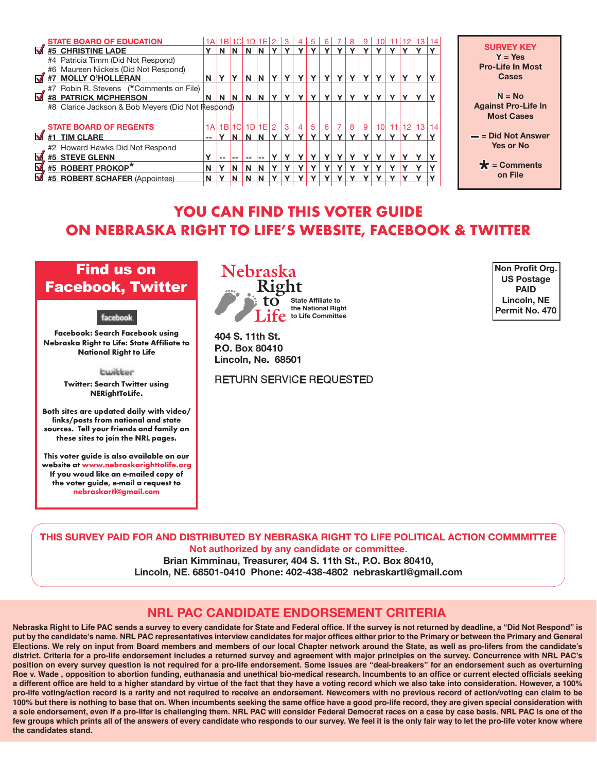| STATE BOARD OF EDUCATION | 1A | 1B | 1C | 1D | 1E | 2 | 3 | 4 | 5 | 6 | 7 | 8 | 9 | 10 | 11 | 12 | 13 | 14 |
|---|---|---|---|---|---|---|---|---|---|---|---|---|---|---|---|---|---|---|
| ☑ **#5 CHRISTINE LADE** | Y | N | N | N | N | Y | Y | Y | Y | Y | Y | Y | Y | Y | Y | Y | Y | Y |
| #4 Patricia Timm (Did Not Respond) | | | | | | | | | | | | | | | | | | |
| #6 Maureen Nickels (Did Not Respond) | | | | | | | | | | | | | | | | | | |
| ☑ **#7 MOLLY O'HOLLERAN** | N | Y | Y | N | N | Y | Y | Y | Y | Y | Y | Y | Y | Y | Y | Y | Y | Y |
| #7 Robin R. Stevens (*Comments on File) | | | | | | | | | | | | | | | | | | |
| ☑ **#8 PATRICK MCPHERSON** | N | N | N | N | N | Y | Y | Y | Y | Y | Y | Y | Y | Y | Y | Y | Y | Y |
| #8 Clarice Jackson & Bob Meyers (Did Not Respond) | | | | | | | | | | | | | | | | | | |

| STATE BOARD OF REGENTS | 1A | 1B | 1C | 1D | 1E | 2 | 3 | 4 | 5 | 6 | 7 | 8 | 9 | 10 | 11 | 12 | 13 | 14 |
|---|---|---|---|---|---|---|---|---|---|---|---|---|---|---|---|---|---|---|
| ☑ **#1 TIM CLARE** | -- | Y | N | N | N | Y | Y | Y | Y | Y | Y | Y | Y | Y | Y | Y | Y | Y |
| #2 Howard Hawks Did Not Respond | | | | | | | | | | | | | | | | | | |
| ☑ **#5 STEVE GLENN** | Y | -- | -- | -- | -- | Y | Y | Y | Y | Y | Y | Y | Y | Y | Y | Y | Y | Y |
| ☑ **#5 ROBERT PROKOP*** | N | Y | N | N | N | Y | Y | Y | Y | Y | Y | Y | Y | Y | Y | Y | Y | Y |
| ☑ **#5 ROBERT SCHAFER** (Appointee) | N | Y | N | N | N | Y | Y | Y | Y | Y | Y | Y | Y | Y | Y | Y | Y | Y |

**SURVEY KEY**

Y = Yes Pro-Life In Most Cases

N = No Against Pro-Life In Most Cases

— = Did Not Answer Yes or No

* = Comments on File

## YOU CAN FIND THIS VOTER GUIDE ON NEBRASKA RIGHT TO LIFE'S WEBSITE, FACEBOOK & TWITTER

### Find us on Facebook, Twitter

facebook

**Facebook: Search Facebook using Nebraska Right to Life: State Affiliate to National Right to Life**

twitter

**Twitter: Search Twitter using NERightToLife.**

**Both sites are updated daily with video/links/posts from national and state sources. Tell your friends and family on these sites to join the NRL pages.**

**This voter guide is also available on our website at www.nebraskarighttolife.org If you woud like an e-mailed copy of the voter guide, e-mail a request to nebraskartl@gmail.com**

Nebraska Right to Life
State Affiliate to the National Right to Life Committee

**404 S. 11th St.**
**P.O. Box 80410**
**Lincoln, Ne. 68501**

RETURN SERVICE REQUESTED

**Non Profit Org.**
**US Postage**
**PAID**
**Lincoln, NE**
**Permit No. 470**

**THIS SURVEY PAID FOR AND DISTRIBUTED BY NEBRASKA RIGHT TO LIFE POLITICAL ACTION COMMMITTEE**
**Not authorized by any candidate or committee.**
**Brian Kimminau, Treasurer, 404 S. 11th St., P.O. Box 80410,**
**Lincoln, NE. 68501-0410 Phone: 402-438-4802 nebraskartl@gmail.com**

## NRL PAC CANDIDATE ENDORSEMENT CRITERIA

**Nebraska Right to Life PAC sends a survey to every candidate for State and Federal office. If the survey is not returned by deadline, a "Did Not Respond" is put by the candidate's name. NRL PAC representatives interview candidates for major offices either prior to the Primary or between the Primary and General Elections. We rely on input from Board members and members of our local Chapter network around the State, as well as pro-lifers from the candidate's district. Criteria for a pro-life endorsement includes a returned survey and agreement with major principles on the survey. Concurrence with NRL PAC's position on every survey question is not required for a pro-life endorsement. Some issues are "deal-breakers" for an endorsement such as overturning Roe v. Wade , opposition to abortion funding, euthanasia and unethical bio-medical research. Incumbents to an office or current elected officials seeking a different office are held to a higher standard by virtue of the fact that they have a voting record which we also take into consideration. However, a 100% pro-life voting/action record is a rarity and not required to receive an endorsement. Newcomers with no previous record of action/voting can claim to be 100% but there is nothing to base that on. When incumbents seeking the same office have a good pro-life record, they are given special consideration with a sole endorsement, even if a pro-lifer is challenging them. NRL PAC will consider Federal Democrat races on a case by case basis. NRL PAC is one of the few groups which prints all of the answers of every candidate who responds to our survey. We feel it is the only fair way to let the pro-life voter know where the candidates stand.**